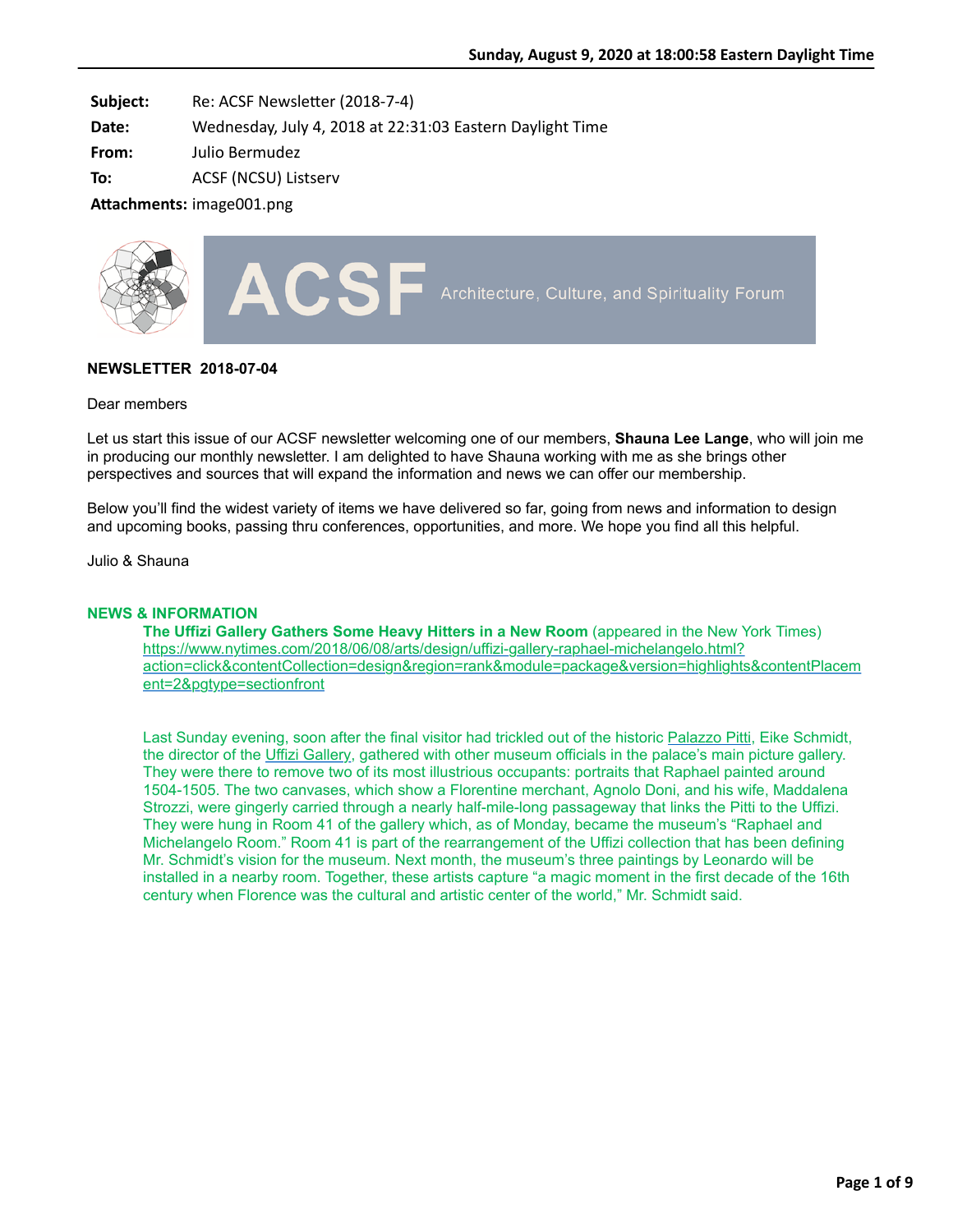**Subject:** Re: ACSF Newsletter (2018-7-4)

**Date:** Wednesday, July 4, 2018 at 22:31:03 Eastern Daylight Time

**From:** Julio Bermudez

**To:** ACSF (NCSU) Listserv

**Attachments:** image001.png

ACSF Architecture, Culture, and Spirituality Forum

**NEWSLETTER 2018-07-04**

Dear members

Let us start this issue of our ACSF newsletter welcoming one of our members, **Shauna Lee Lange**, who will join me in producing our monthly newsletter. I am delighted to have Shauna working with me as she brings other perspectives and sources that will expand the information and news we can offer our membership.

Below you'll find the widest variety of items we have delivered so far, going from news and information to design and upcoming books, passing thru conferences, opportunities, and more. We hope you find all this helpful.

Julio & Shauna

**NEWS & INFORMATION**

**The Uffizi Gallery Gathers Some Heavy Hitters in a New Room** (appeared in the New York Times)
https://www.nytimes.com/2018/06/08/arts/design/uffizi-gallery-raphael-michelangelo.html?action=click&contentCollection=design&region=rank&module=package&version=highlights&contentPlacement=2&pgtype=sectionfront

Last Sunday evening, soon after the final visitor had trickled out of the historic Palazzo Pitti, Eike Schmidt, the director of the Uffizi Gallery, gathered with other museum officials in the palace's main picture gallery. They were there to remove two of its most illustrious occupants: portraits that Raphael painted around 1504-1505. The two canvases, which show a Florentine merchant, Agnolo Doni, and his wife, Maddalena Strozzi, were gingerly carried through a nearly half-mile-long passageway that links the Pitti to the Uffizi. They were hung in Room 41 of the gallery which, as of Monday, became the museum's "Raphael and Michelangelo Room." Room 41 is part of the rearrangement of the Uffizi collection that has been defining Mr. Schmidt's vision for the museum. Next month, the museum's three paintings by Leonardo will be installed in a nearby room. Together, these artists capture "a magic moment in the first decade of the 16th century when Florence was the cultural and artistic center of the world," Mr. Schmidt said.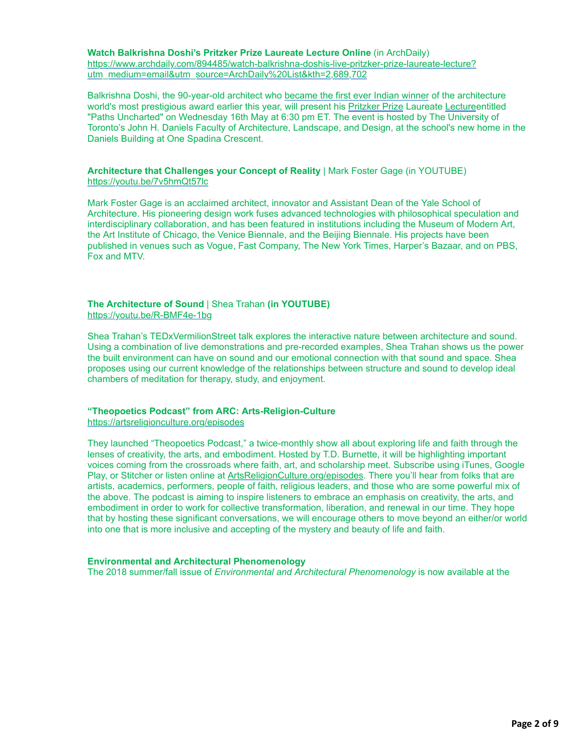**Watch Balkrishna Doshi's Pritzker Prize Laureate Lecture Online** (in ArchDaily)
https://www.archdaily.com/894485/watch-balkrishna-doshis-live-pritzker-prize-laureate-lecture?utm_medium=email&utm_source=ArchDaily%20List&kth=2,689,702

Balkrishna Doshi, the 90-year-old architect who became the first ever Indian winner of the architecture world's most prestigious award earlier this year, will present his Pritzker Prize Laureate Lectureentitled "Paths Uncharted" on Wednesday 16th May at 6:30 pm ET. The event is hosted by The University of Toronto's John H. Daniels Faculty of Architecture, Landscape, and Design, at the school's new home in the Daniels Building at One Spadina Crescent.

**Architecture that Challenges your Concept of Reality** | Mark Foster Gage (in YOUTUBE)
https://youtu.be/7v5hmQt57lc

Mark Foster Gage is an acclaimed architect, innovator and Assistant Dean of the Yale School of Architecture. His pioneering design work fuses advanced technologies with philosophical speculation and interdisciplinary collaboration, and has been featured in institutions including the Museum of Modern Art, the Art Institute of Chicago, the Venice Biennale, and the Beijing Biennale. His projects have been published in venues such as Vogue, Fast Company, The New York Times, Harper's Bazaar, and on PBS, Fox and MTV.

**The Architecture of Sound** | Shea Trahan **(in YOUTUBE)**
https://youtu.be/R-BMF4e-1bg

Shea Trahan's TEDxVermilionStreet talk explores the interactive nature between architecture and sound. Using a combination of live demonstrations and pre-recorded examples, Shea Trahan shows us the power the built environment can have on sound and our emotional connection with that sound and space. Shea proposes using our current knowledge of the relationships between structure and sound to develop ideal chambers of meditation for therapy, study, and enjoyment.

**"Theopoetics Podcast" from ARC: Arts-Religion-Culture**
https://artsreligionculture.org/episodes

They launched "Theopoetics Podcast," a twice-monthly show all about exploring life and faith through the lenses of creativity, the arts, and embodiment. Hosted by T.D. Burnette, it will be highlighting important voices coming from the crossroads where faith, art, and scholarship meet. Subscribe using iTunes, Google Play, or Stitcher or listen online at ArtsReligionCulture.org/episodes. There you'll hear from folks that are artists, academics, performers, people of faith, religious leaders, and those who are some powerful mix of the above. The podcast is aiming to inspire listeners to embrace an emphasis on creativity, the arts, and embodiment in order to work for collective transformation, liberation, and renewal in our time. They hope that by hosting these significant conversations, we will encourage others to move beyond an either/or world into one that is more inclusive and accepting of the mystery and beauty of life and faith.

**Environmental and Architectural Phenomenology**
The 2018 summer/fall issue of *Environmental and Architectural Phenomenology* is now available at the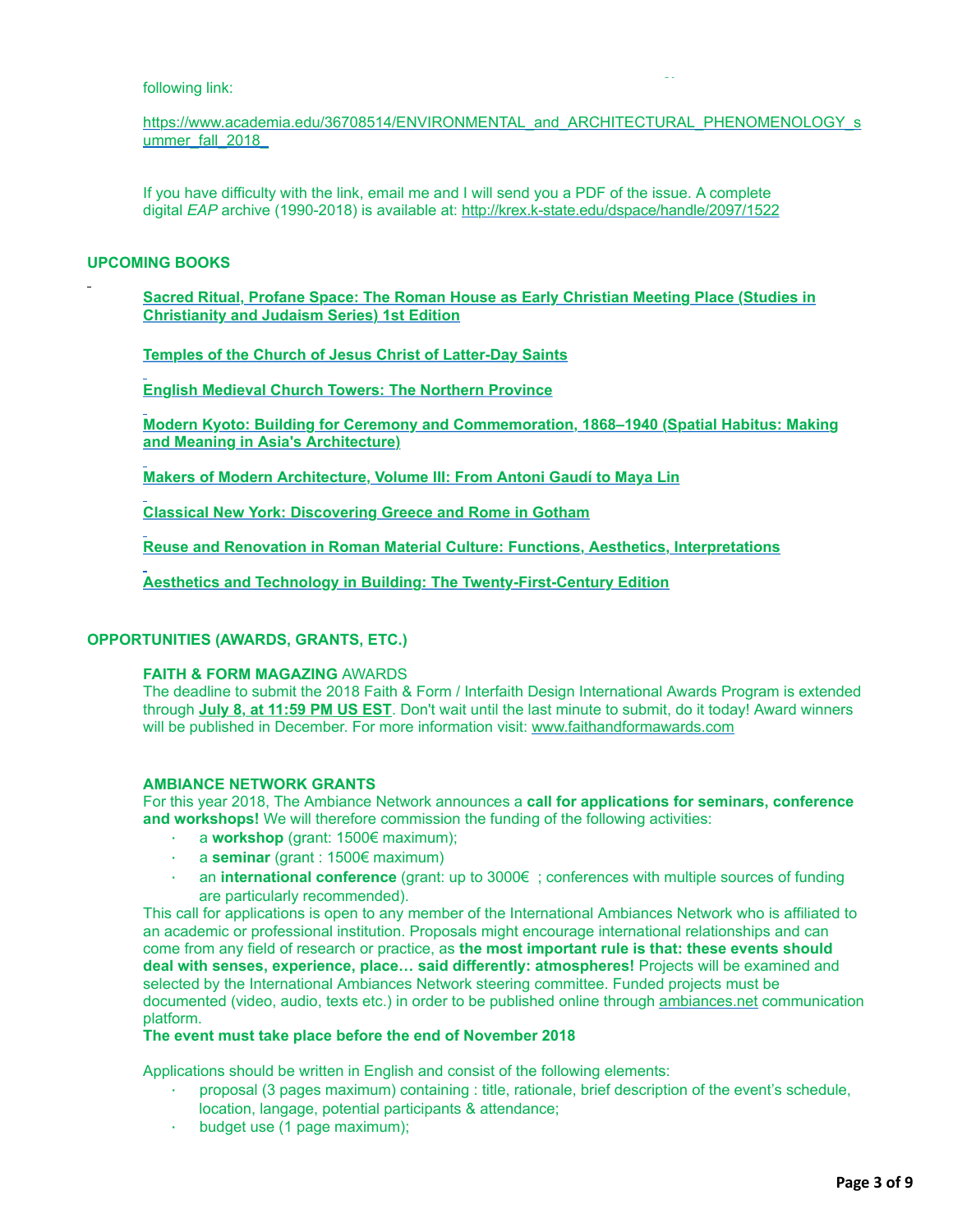following link:

https://www.academia.edu/36708514/ENVIRONMENTAL_and_ARCHITECTURAL_PHENOMENOLOGY_summer_fall_2018_

If you have difficulty with the link, email me and I will send you a PDF of the issue. A complete digital *EAP* archive (1990-2018) is available at: http://krex.k-state.edu/dspace/handle/2097/1522

## UPCOMING BOOKS

**Sacred Ritual, Profane Space: The Roman House as Early Christian Meeting Place (Studies in Christianity and Judaism Series) 1st Edition**

**Temples of the Church of Jesus Christ of Latter-Day Saints**

**English Medieval Church Towers: The Northern Province**

**Modern Kyoto: Building for Ceremony and Commemoration, 1868–1940 (Spatial Habitus: Making and Meaning in Asia's Architecture)**

**Makers of Modern Architecture, Volume III: From Antoni Gaudí to Maya Lin**

**Classical New York: Discovering Greece and Rome in Gotham**

**Reuse and Renovation in Roman Material Culture: Functions, Aesthetics, Interpretations**

**Aesthetics and Technology in Building: The Twenty-First-Century Edition**

## OPPORTUNITIES (AWARDS, GRANTS, ETC.)

**FAITH & FORM MAGAZING** AWARDS
The deadline to submit the 2018 Faith & Form / Interfaith Design International Awards Program is extended through **July 8, at 11:59 PM US EST**. Don't wait until the last minute to submit, do it today! Award winners will be published in December. For more information visit: www.faithandformawards.com

**AMBIANCE NETWORK GRANTS**
For this year 2018, The Ambiance Network announces a **call for applications for seminars, conference and workshops!** We will therefore commission the funding of the following activities:

- a **workshop** (grant: 1500€ maximum);
- a **seminar** (grant : 1500€ maximum)
- an **international conference** (grant: up to 3000€ ; conferences with multiple sources of funding are particularly recommended).

This call for applications is open to any member of the International Ambiances Network who is affiliated to an academic or professional institution. Proposals might encourage international relationships and can come from any field of research or practice, as **the most important rule is that: these events should deal with senses, experience, place… said differently: atmospheres!** Projects will be examined and selected by the International Ambiances Network steering committee. Funded projects must be documented (video, audio, texts etc.) in order to be published online through ambiances.net communication platform.
**The event must take place before the end of November 2018**

Applications should be written in English and consist of the following elements:

- proposal (3 pages maximum) containing : title, rationale, brief description of the event's schedule, location, langage, potential participants & attendance;
- budget use (1 page maximum);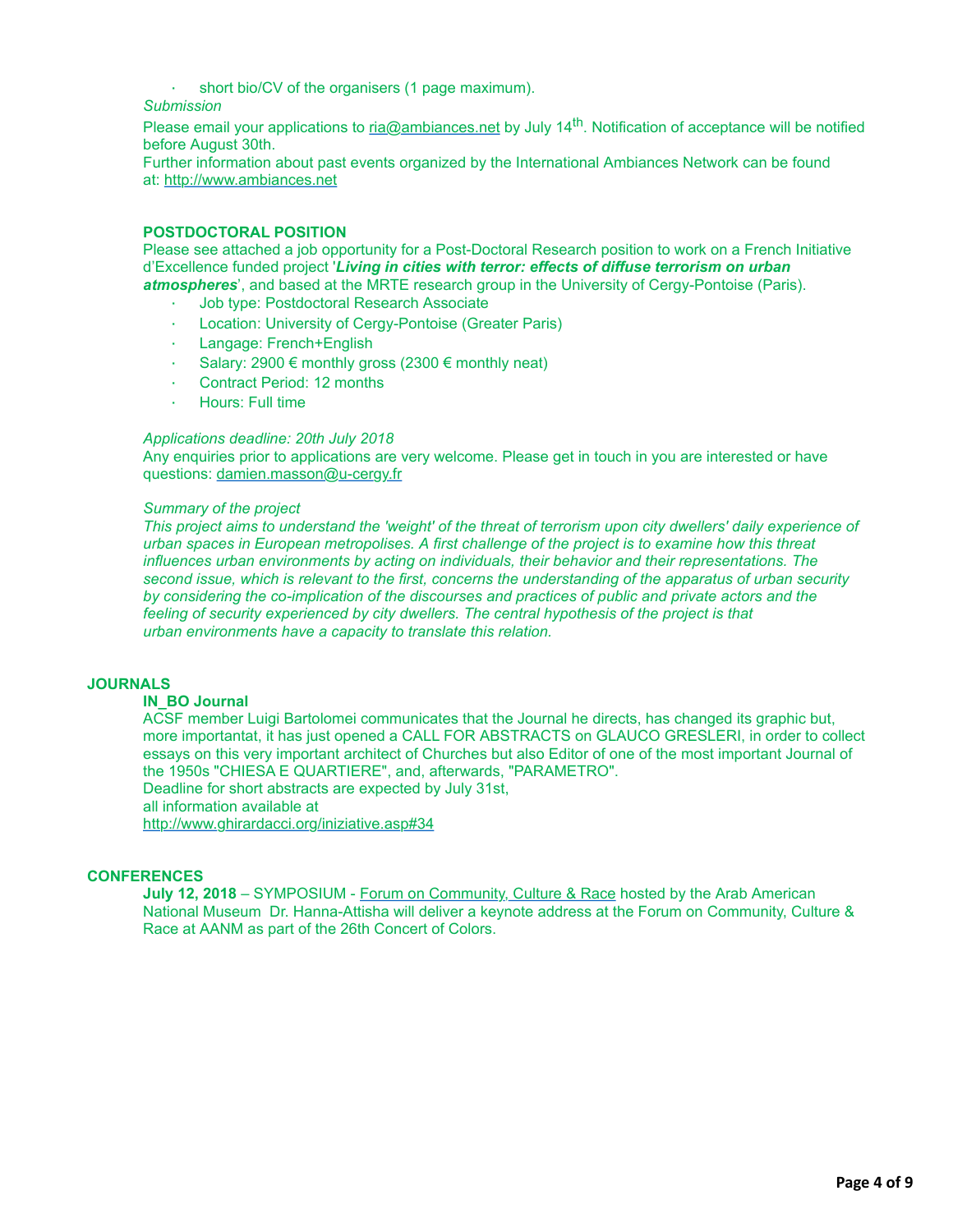- short bio/CV of the organisers (1 page maximum).

*Submission*

Please email your applications to ria@ambiances.net by July 14th. Notification of acceptance will be notified before August 30th.
Further information about past events organized by the International Ambiances Network can be found at: http://www.ambiances.net

**POSTDOCTORAL POSITION**

Please see attached a job opportunity for a Post-Doctoral Research position to work on a French Initiative d'Excellence funded project '***Living in cities with terror: effects of diffuse terrorism on urban atmospheres***', and based at the MRTE research group in the University of Cergy-Pontoise (Paris).

- Job type: Postdoctoral Research Associate
- Location: University of Cergy-Pontoise (Greater Paris)
- Langage: French+English
- Salary: 2900 € monthly gross (2300 € monthly neat)
- Contract Period: 12 months
- Hours: Full time

*Applications deadline: 20th July 2018*

Any enquiries prior to applications are very welcome. Please get in touch in you are interested or have questions: damien.masson@u-cergy.fr

*Summary of the project*

*This project aims to understand the 'weight' of the threat of terrorism upon city dwellers' daily experience of urban spaces in European metropolises. A first challenge of the project is to examine how this threat influences urban environments by acting on individuals, their behavior and their representations. The second issue, which is relevant to the first, concerns the understanding of the apparatus of urban security by considering the co-implication of the discourses and practices of public and private actors and the feeling of security experienced by city dwellers. The central hypothesis of the project is that urban environments have a capacity to translate this relation.*

## JOURNALS

**IN_BO Journal**

ACSF member Luigi Bartolomei communicates that the Journal he directs, has changed its graphic but, more importantat, it has just opened a CALL FOR ABSTRACTS on GLAUCO GRESLERI, in order to collect essays on this very important architect of Churches but also Editor of one of the most important Journal of the 1950s "CHIESA E QUARTIERE", and, afterwards, "PARAMETRO".
Deadline for short abstracts are expected by July 31st,
all information available at
http://www.ghirardacci.org/iniziative.asp#34

## CONFERENCES

**July 12, 2018** – SYMPOSIUM - Forum on Community, Culture & Race hosted by the Arab American National Museum Dr. Hanna-Attisha will deliver a keynote address at the Forum on Community, Culture & Race at AANM as part of the 26th Concert of Colors.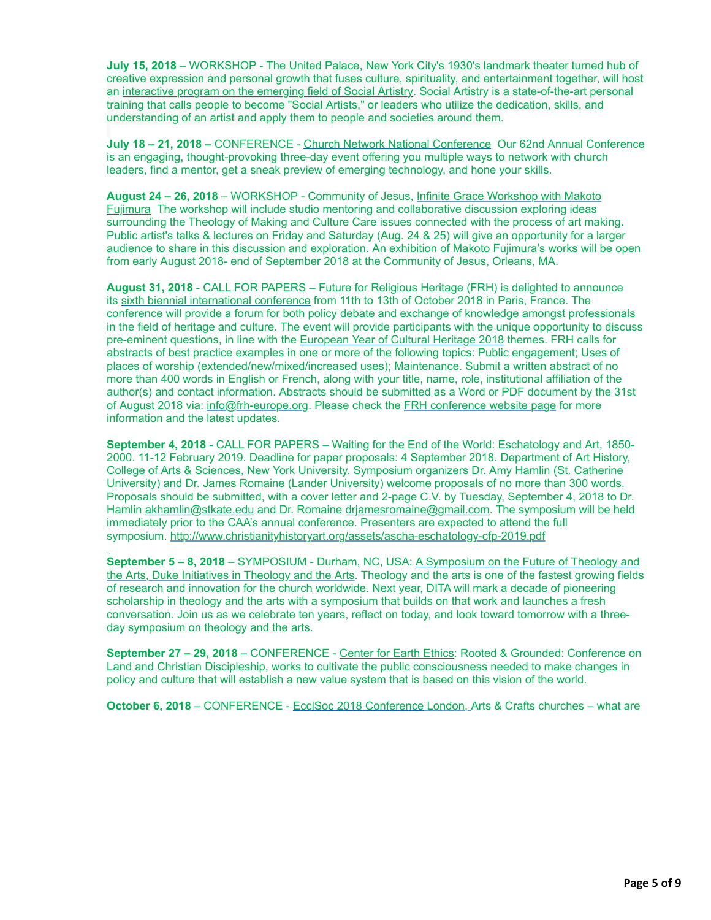**July 15, 2018** – WORKSHOP - The United Palace, New York City's 1930's landmark theater turned hub of creative expression and personal growth that fuses culture, spirituality, and entertainment together, will host an interactive program on the emerging field of Social Artistry. Social Artistry is a state-of-the-art personal training that calls people to become "Social Artists," or leaders who utilize the dedication, skills, and understanding of an artist and apply them to people and societies around them.

**July 18 – 21, 2018 –** CONFERENCE - Church Network National Conference Our 62nd Annual Conference is an engaging, thought-provoking three-day event offering you multiple ways to network with church leaders, find a mentor, get a sneak preview of emerging technology, and hone your skills.

**August 24 – 26, 2018** – WORKSHOP - Community of Jesus, Infinite Grace Workshop with Makoto Fujimura The workshop will include studio mentoring and collaborative discussion exploring ideas surrounding the Theology of Making and Culture Care issues connected with the process of art making. Public artist's talks & lectures on Friday and Saturday (Aug. 24 & 25) will give an opportunity for a larger audience to share in this discussion and exploration. An exhibition of Makoto Fujimura's works will be open from early August 2018- end of September 2018 at the Community of Jesus, Orleans, MA.

**August 31, 2018** - CALL FOR PAPERS – Future for Religious Heritage (FRH) is delighted to announce its sixth biennial international conference from 11th to 13th of October 2018 in Paris, France. The conference will provide a forum for both policy debate and exchange of knowledge amongst professionals in the field of heritage and culture. The event will provide participants with the unique opportunity to discuss pre-eminent questions, in line with the European Year of Cultural Heritage 2018 themes. FRH calls for abstracts of best practice examples in one or more of the following topics: Public engagement; Uses of places of worship (extended/new/mixed/increased uses); Maintenance. Submit a written abstract of no more than 400 words in English or French, along with your title, name, role, institutional affiliation of the author(s) and contact information. Abstracts should be submitted as a Word or PDF document by the 31st of August 2018 via: info@frh-europe.org. Please check the FRH conference website page for more information and the latest updates.

**September 4, 2018** - CALL FOR PAPERS – Waiting for the End of the World: Eschatology and Art, 1850-2000. 11-12 February 2019. Deadline for paper proposals: 4 September 2018. Department of Art History, College of Arts & Sciences, New York University. Symposium organizers Dr. Amy Hamlin (St. Catherine University) and Dr. James Romaine (Lander University) welcome proposals of no more than 300 words. Proposals should be submitted, with a cover letter and 2-page C.V. by Tuesday, September 4, 2018 to Dr. Hamlin akhamlin@stkate.edu and Dr. Romaine drjamesromaine@gmail.com. The symposium will be held immediately prior to the CAA's annual conference. Presenters are expected to attend the full symposium. http://www.christianityhistoryart.org/assets/ascha-eschatology-cfp-2019.pdf

**September 5 – 8, 2018** – SYMPOSIUM - Durham, NC, USA: A Symposium on the Future of Theology and the Arts, Duke Initiatives in Theology and the Arts. Theology and the arts is one of the fastest growing fields of research and innovation for the church worldwide. Next year, DITA will mark a decade of pioneering scholarship in theology and the arts with a symposium that builds on that work and launches a fresh conversation. Join us as we celebrate ten years, reflect on today, and look toward tomorrow with a three-day symposium on theology and the arts.

**September 27 – 29, 2018** – CONFERENCE - Center for Earth Ethics: Rooted & Grounded: Conference on Land and Christian Discipleship, works to cultivate the public consciousness needed to make changes in policy and culture that will establish a new value system that is based on this vision of the world.

**October 6, 2018** – CONFERENCE - EcclSoc 2018 Conference London, Arts & Crafts churches – what are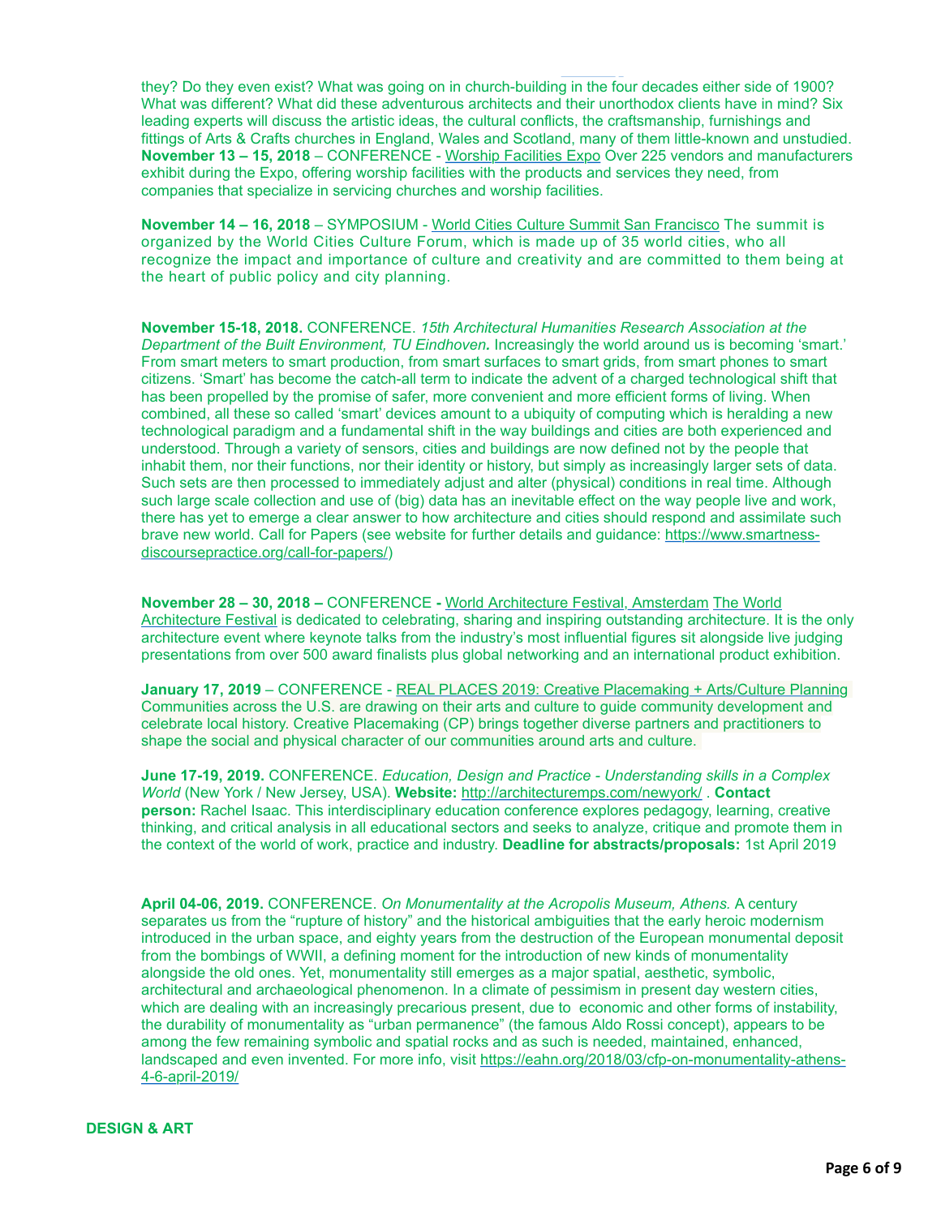they? Do they even exist? What was going on in church-building in the four decades either side of 1900? What was different? What did these adventurous architects and their unorthodox clients have in mind? Six leading experts will discuss the artistic ideas, the cultural conflicts, the craftsmanship, furnishings and fittings of Arts & Crafts churches in England, Wales and Scotland, many of them little-known and unstudied.

**November 13 – 15, 2018** – CONFERENCE - Worship Facilities Expo Over 225 vendors and manufacturers exhibit during the Expo, offering worship facilities with the products and services they need, from companies that specialize in servicing churches and worship facilities.

**November 14 – 16, 2018** – SYMPOSIUM - World Cities Culture Summit San Francisco The summit is organized by the World Cities Culture Forum, which is made up of 35 world cities, who all recognize the impact and importance of culture and creativity and are committed to them being at the heart of public policy and city planning.

**November 15-18, 2018.** CONFERENCE. *15th Architectural Humanities Research Association at the Department of the Built Environment, TU Eindhoven.* Increasingly the world around us is becoming 'smart.' From smart meters to smart production, from smart surfaces to smart grids, from smart phones to smart citizens. 'Smart' has become the catch-all term to indicate the advent of a charged technological shift that has been propelled by the promise of safer, more convenient and more efficient forms of living. When combined, all these so called 'smart' devices amount to a ubiquity of computing which is heralding a new technological paradigm and a fundamental shift in the way buildings and cities are both experienced and understood. Through a variety of sensors, cities and buildings are now defined not by the people that inhabit them, nor their functions, nor their identity or history, but simply as increasingly larger sets of data. Such sets are then processed to immediately adjust and alter (physical) conditions in real time. Although such large scale collection and use of (big) data has an inevitable effect on the way people live and work, there has yet to emerge a clear answer to how architecture and cities should respond and assimilate such brave new world. Call for Papers (see website for further details and guidance: https://www.smartness-discoursepractice.org/call-for-papers/)

**November 28 – 30, 2018 –** CONFERENCE **-** World Architecture Festival, Amsterdam The World Architecture Festival is dedicated to celebrating, sharing and inspiring outstanding architecture. It is the only architecture event where keynote talks from the industry's most influential figures sit alongside live judging presentations from over 500 award finalists plus global networking and an international product exhibition.

**January 17, 2019** – CONFERENCE - REAL PLACES 2019: Creative Placemaking + Arts/Culture Planning Communities across the U.S. are drawing on their arts and culture to guide community development and celebrate local history. Creative Placemaking (CP) brings together diverse partners and practitioners to shape the social and physical character of our communities around arts and culture.

**June 17-19, 2019.** CONFERENCE. *Education, Design and Practice - Understanding skills in a Complex World* (New York / New Jersey, USA). **Website:** http://architecturemps.com/newyork/ . **Contact person:** Rachel Isaac. This interdisciplinary education conference explores pedagogy, learning, creative thinking, and critical analysis in all educational sectors and seeks to analyze, critique and promote them in the context of the world of work, practice and industry. **Deadline for abstracts/proposals:** 1st April 2019

**April 04-06, 2019.** CONFERENCE. *On Monumentality at the Acropolis Museum, Athens.* A century separates us from the "rupture of history" and the historical ambiguities that the early heroic modernism introduced in the urban space, and eighty years from the destruction of the European monumental deposit from the bombings of WWII, a defining moment for the introduction of new kinds of monumentality alongside the old ones. Yet, monumentality still emerges as a major spatial, aesthetic, symbolic, architectural and archaeological phenomenon. In a climate of pessimism in present day western cities, which are dealing with an increasingly precarious present, due to economic and other forms of instability, the durability of monumentality as "urban permanence" (the famous Aldo Rossi concept), appears to be among the few remaining symbolic and spatial rocks and as such is needed, maintained, enhanced, landscaped and even invented. For more info, visit https://eahn.org/2018/03/cfp-on-monumentality-athens-4-6-april-2019/

**DESIGN & ART**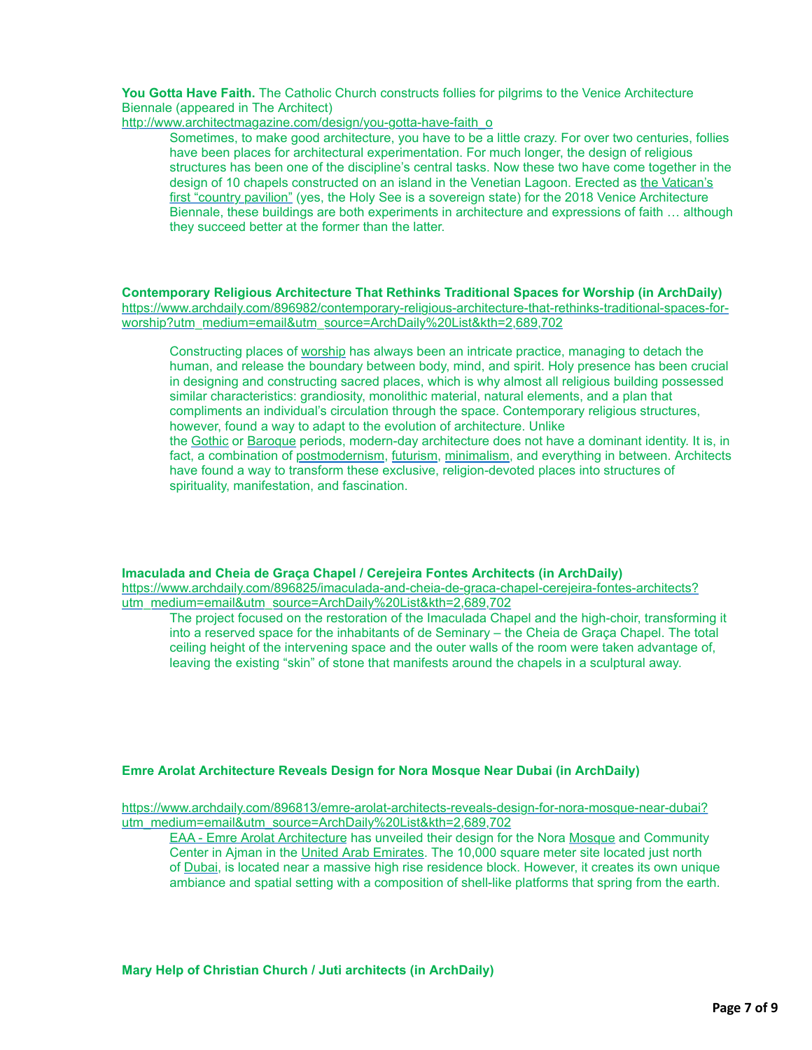**You Gotta Have Faith.** The Catholic Church constructs follies for pilgrims to the Venice Architecture Biennale (appeared in The Architect)
http://www.architectmagazine.com/design/you-gotta-have-faith_o

> Sometimes, to make good architecture, you have to be a little crazy. For over two centuries, follies have been places for architectural experimentation. For much longer, the design of religious structures has been one of the discipline's central tasks. Now these two have come together in the design of 10 chapels constructed on an island in the Venetian Lagoon. Erected as the Vatican's first "country pavilion" (yes, the Holy See is a sovereign state) for the 2018 Venice Architecture Biennale, these buildings are both experiments in architecture and expressions of faith … although they succeed better at the former than the latter.

**Contemporary Religious Architecture That Rethinks Traditional Spaces for Worship (in ArchDaily)**
https://www.archdaily.com/896982/contemporary-religious-architecture-that-rethinks-traditional-spaces-for-worship?utm_medium=email&utm_source=ArchDaily%20List&kth=2,689,702

> Constructing places of worship has always been an intricate practice, managing to detach the human, and release the boundary between body, mind, and spirit. Holy presence has been crucial in designing and constructing sacred places, which is why almost all religious building possessed similar characteristics: grandiosity, monolithic material, natural elements, and a plan that compliments an individual's circulation through the space. Contemporary religious structures, however, found a way to adapt to the evolution of architecture. Unlike the Gothic or Baroque periods, modern-day architecture does not have a dominant identity. It is, in fact, a combination of postmodernism, futurism, minimalism, and everything in between. Architects have found a way to transform these exclusive, religion-devoted places into structures of spirituality, manifestation, and fascination.

**Imaculada and Cheia de Graça Chapel / Cerejeira Fontes Architects (in ArchDaily)**
https://www.archdaily.com/896825/imaculada-and-cheia-de-graca-chapel-cerejeira-fontes-architects?utm_medium=email&utm_source=ArchDaily%20List&kth=2,689,702

> The project focused on the restoration of the Imaculada Chapel and the high-choir, transforming it into a reserved space for the inhabitants of de Seminary – the Cheia de Graça Chapel. The total ceiling height of the intervening space and the outer walls of the room were taken advantage of, leaving the existing "skin" of stone that manifests around the chapels in a sculptural away.

**Emre Arolat Architecture Reveals Design for Nora Mosque Near Dubai (in ArchDaily)**

https://www.archdaily.com/896813/emre-arolat-architects-reveals-design-for-nora-mosque-near-dubai?utm_medium=email&utm_source=ArchDaily%20List&kth=2,689,702

> EAA - Emre Arolat Architecture has unveiled their design for the Nora Mosque and Community Center in Ajman in the United Arab Emirates. The 10,000 square meter site located just north of Dubai, is located near a massive high rise residence block. However, it creates its own unique ambiance and spatial setting with a composition of shell-like platforms that spring from the earth.

**Mary Help of Christian Church / Juti architects (in ArchDaily)**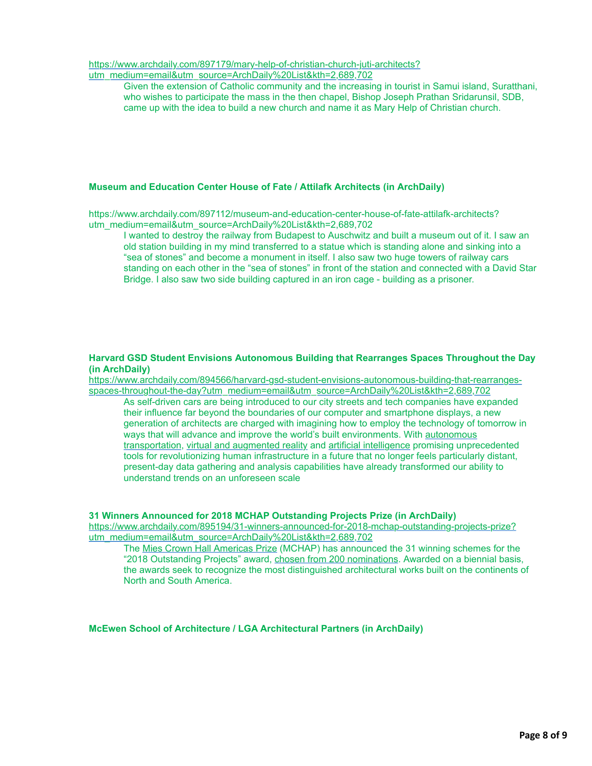https://www.archdaily.com/897179/mary-help-of-christian-church-juti-architects?utm_medium=email&utm_source=ArchDaily%20List&kth=2,689,702

> Given the extension of Catholic community and the increasing in tourist in Samui island, Suratthani, who wishes to participate the mass in the then chapel, Bishop Joseph Prathan Sridarunsil, SDB, came up with the idea to build a new church and name it as Mary Help of Christian church.

**Museum and Education Center House of Fate / Attilafk Architects (in ArchDaily)**

https://www.archdaily.com/897112/museum-and-education-center-house-of-fate-attilafk-architects?utm_medium=email&utm_source=ArchDaily%20List&kth=2,689,702

> I wanted to destroy the railway from Budapest to Auschwitz and built a museum out of it. I saw an old station building in my mind transferred to a statue which is standing alone and sinking into a "sea of stones" and become a monument in itself. I also saw two huge towers of railway cars standing on each other in the "sea of stones" in front of the station and connected with a David Star Bridge. I also saw two side building captured in an iron cage - building as a prisoner.

**Harvard GSD Student Envisions Autonomous Building that Rearranges Spaces Throughout the Day (in ArchDaily)**

https://www.archdaily.com/894566/harvard-gsd-student-envisions-autonomous-building-that-rearranges-spaces-throughout-the-day?utm_medium=email&utm_source=ArchDaily%20List&kth=2,689,702

> As self-driven cars are being introduced to our city streets and tech companies have expanded their influence far beyond the boundaries of our computer and smartphone displays, a new generation of architects are charged with imagining how to employ the technology of tomorrow in ways that will advance and improve the world's built environments. With autonomous transportation, virtual and augmented reality and artificial intelligence promising unprecedented tools for revolutionizing human infrastructure in a future that no longer feels particularly distant, present-day data gathering and analysis capabilities have already transformed our ability to understand trends on an unforeseen scale

**31 Winners Announced for 2018 MCHAP Outstanding Projects Prize (in ArchDaily)**

https://www.archdaily.com/895194/31-winners-announced-for-2018-mchap-outstanding-projects-prize?utm_medium=email&utm_source=ArchDaily%20List&kth=2,689,702

> The Mies Crown Hall Americas Prize (MCHAP) has announced the 31 winning schemes for the "2018 Outstanding Projects" award, chosen from 200 nominations. Awarded on a biennial basis, the awards seek to recognize the most distinguished architectural works built on the continents of North and South America.

**McEwen School of Architecture / LGA Architectural Partners (in ArchDaily)**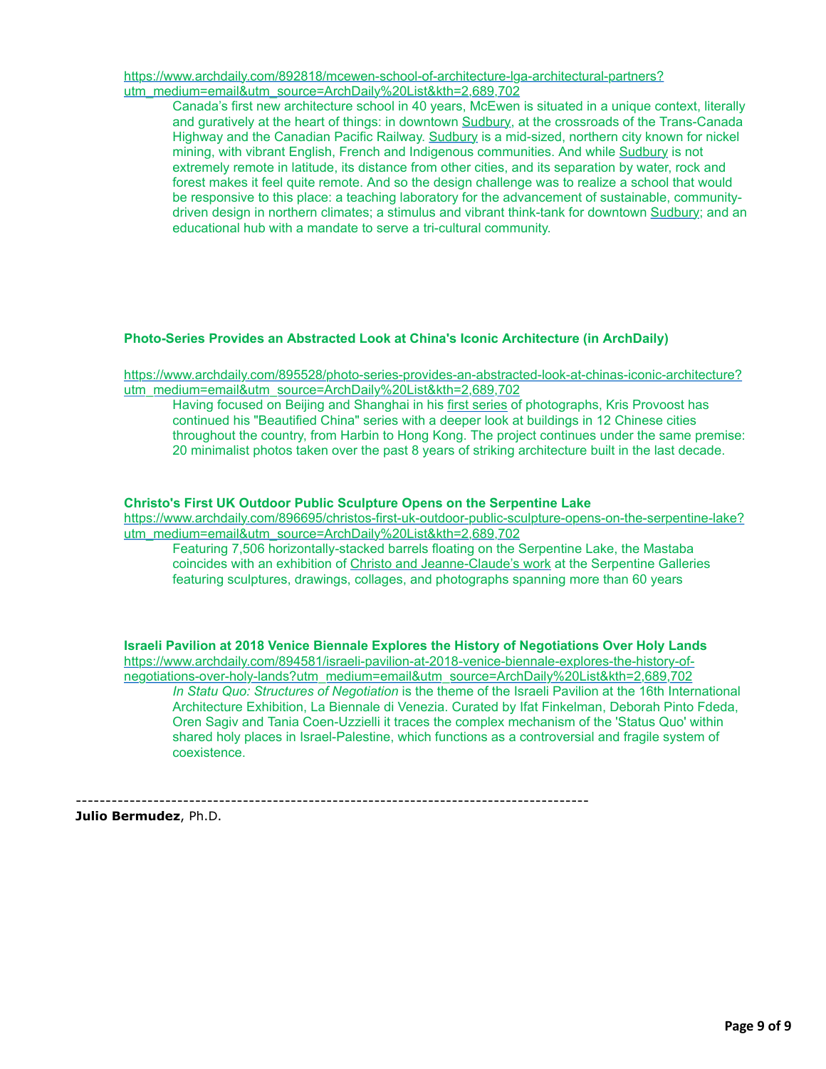https://www.archdaily.com/892818/mcewen-school-of-architecture-lga-architectural-partners?utm_medium=email&utm_source=ArchDaily%20List&kth=2,689,702

Canada's first new architecture school in 40 years, McEwen is situated in a unique context, literally and guratively at the heart of things: in downtown Sudbury, at the crossroads of the Trans-Canada Highway and the Canadian Pacific Railway. Sudbury is a mid-sized, northern city known for nickel mining, with vibrant English, French and Indigenous communities. And while Sudbury is not extremely remote in latitude, its distance from other cities, and its separation by water, rock and forest makes it feel quite remote. And so the design challenge was to realize a school that would be responsive to this place: a teaching laboratory for the advancement of sustainable, community-driven design in northern climates; a stimulus and vibrant think-tank for downtown Sudbury; and an educational hub with a mandate to serve a tri-cultural community.

**Photo-Series Provides an Abstracted Look at China's Iconic Architecture (in ArchDaily)**

https://www.archdaily.com/895528/photo-series-provides-an-abstracted-look-at-chinas-iconic-architecture?utm_medium=email&utm_source=ArchDaily%20List&kth=2,689,702

Having focused on Beijing and Shanghai in his first series of photographs, Kris Provoost has continued his "Beautified China" series with a deeper look at buildings in 12 Chinese cities throughout the country, from Harbin to Hong Kong. The project continues under the same premise: 20 minimalist photos taken over the past 8 years of striking architecture built in the last decade.

**Christo's First UK Outdoor Public Sculpture Opens on the Serpentine Lake**

https://www.archdaily.com/896695/christos-first-uk-outdoor-public-sculpture-opens-on-the-serpentine-lake?utm_medium=email&utm_source=ArchDaily%20List&kth=2,689,702

Featuring 7,506 horizontally-stacked barrels floating on the Serpentine Lake, the Mastaba coincides with an exhibition of Christo and Jeanne-Claude's work at the Serpentine Galleries featuring sculptures, drawings, collages, and photographs spanning more than 60 years

**Israeli Pavilion at 2018 Venice Biennale Explores the History of Negotiations Over Holy Lands**

https://www.archdaily.com/894581/israeli-pavilion-at-2018-venice-biennale-explores-the-history-of-negotiations-over-holy-lands?utm_medium=email&utm_source=ArchDaily%20List&kth=2,689,702

*In Statu Quo: Structures of Negotiation* is the theme of the Israeli Pavilion at the 16th International Architecture Exhibition, La Biennale di Venezia. Curated by Ifat Finkelman, Deborah Pinto Fdeda, Oren Sagiv and Tania Coen-Uzzielli it traces the complex mechanism of the 'Status Quo' within shared holy places in Israel-Palestine, which functions as a controversial and fragile system of coexistence.

-------------------------------------------------------------------------------------

**Julio Bermudez**, Ph.D.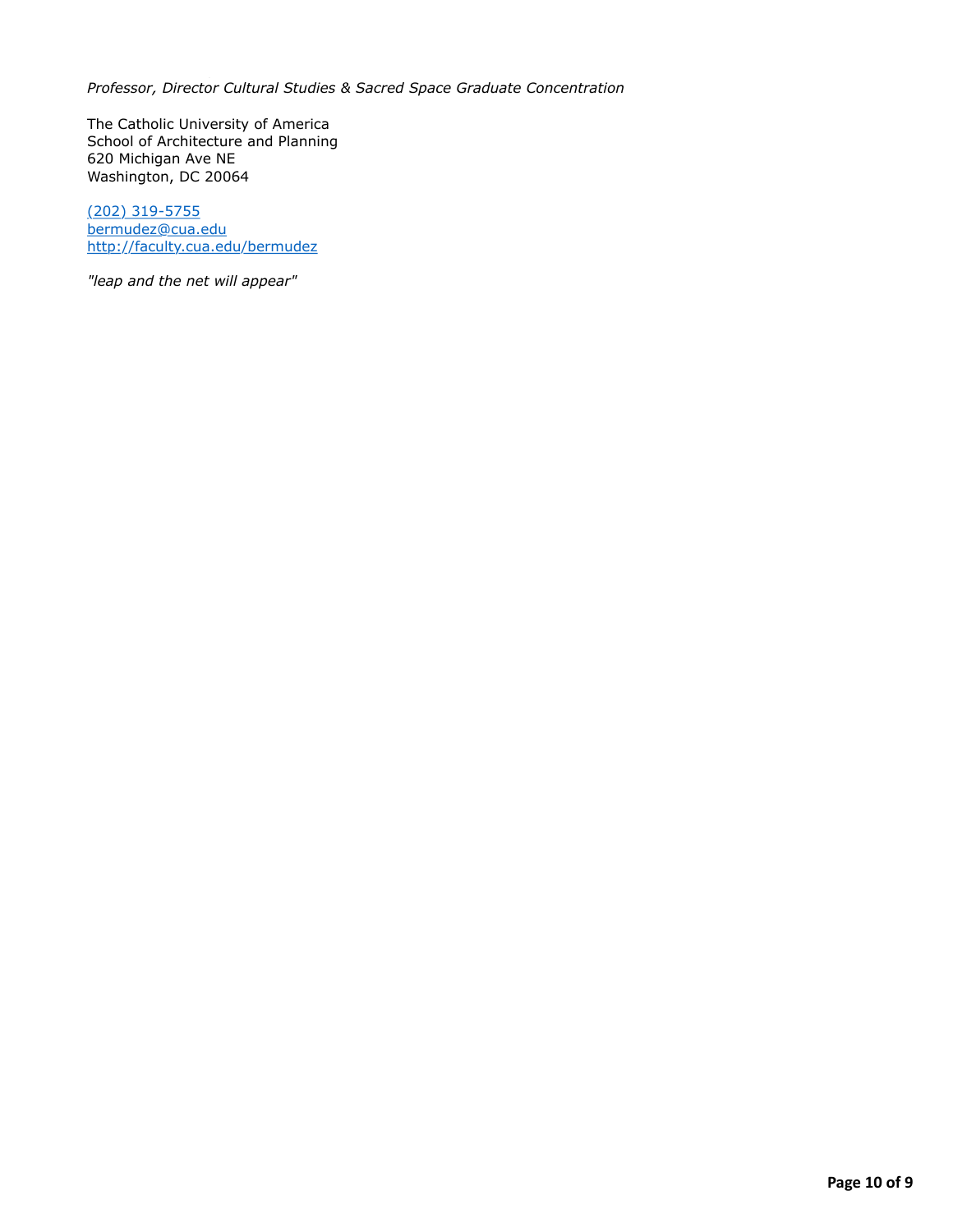*Professor, Director Cultural Studies & Sacred Space Graduate Concentration*

The Catholic University of America
School of Architecture and Planning
620 Michigan Ave NE
Washington, DC 20064

(202) 319-5755
bermudez@cua.edu
http://faculty.cua.edu/bermudez

*"leap and the net will appear"*